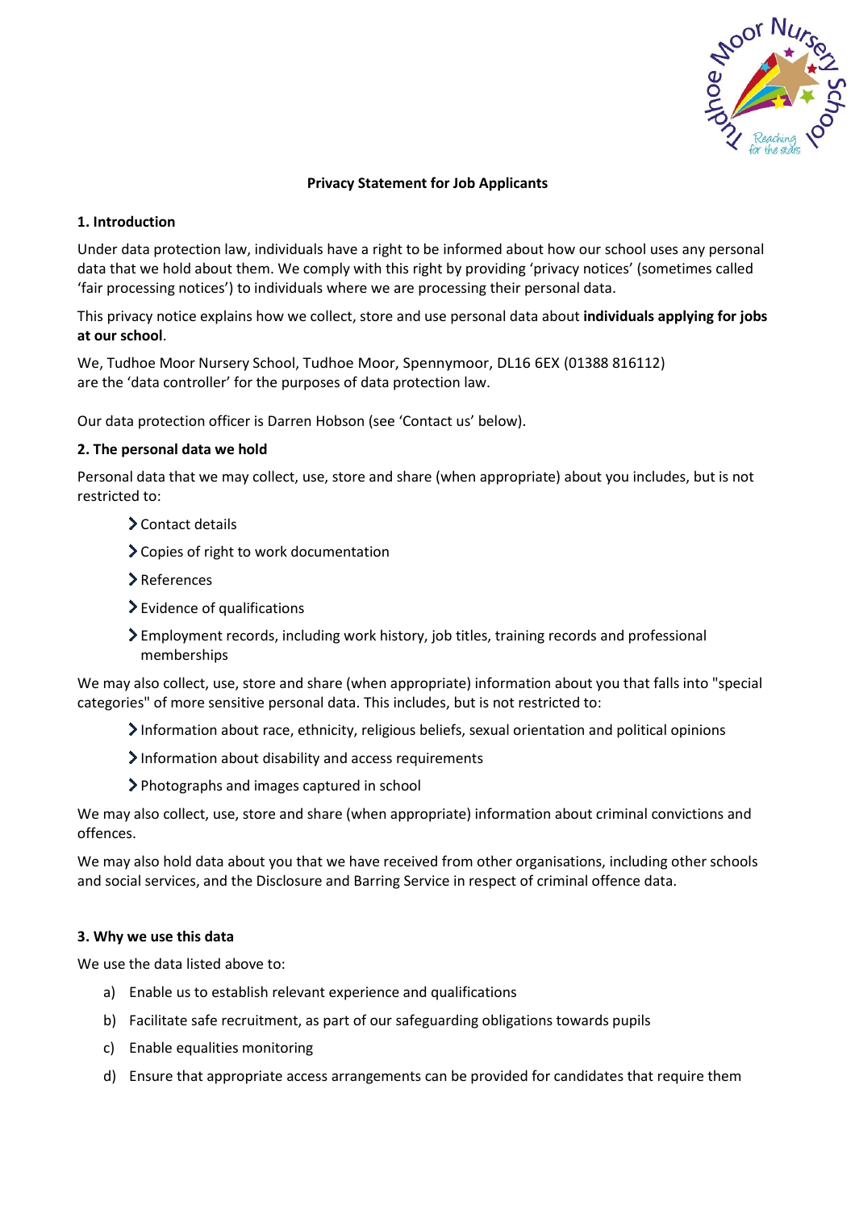# Privacy Statement for Job Applicants

## 1. Introduction

Under data protection law, individuals have a right to be informed about how our school uses any personal data that we hold about them. We comply with this right by providing 'privacy notices' (sometimes called 'fair processing notices') to individuals where we are processing their personal data.

This privacy notice explains how we collect, store and use personal data about **individuals applying for jobs at our school**.

We, Tudhoe Moor Nursery School, Tudhoe Moor, Spennymoor, DL16 6EX (01388 816112)
are the 'data controller' for the purposes of data protection law.

Our data protection officer is Darren Hobson (see 'Contact us' below).

## 2. The personal data we hold

Personal data that we may collect, use, store and share (when appropriate) about you includes, but is not restricted to:

- Contact details
- Copies of right to work documentation
- References
- Evidence of qualifications
- Employment records, including work history, job titles, training records and professional memberships

We may also collect, use, store and share (when appropriate) information about you that falls into "special categories" of more sensitive personal data. This includes, but is not restricted to:

- Information about race, ethnicity, religious beliefs, sexual orientation and political opinions
- Information about disability and access requirements
- Photographs and images captured in school

We may also collect, use, store and share (when appropriate) information about criminal convictions and offences.

We may also hold data about you that we have received from other organisations, including other schools and social services, and the Disclosure and Barring Service in respect of criminal offence data.

## 3. Why we use this data

We use the data listed above to:

a) Enable us to establish relevant experience and qualifications
b) Facilitate safe recruitment, as part of our safeguarding obligations towards pupils
c) Enable equalities monitoring
d) Ensure that appropriate access arrangements can be provided for candidates that require them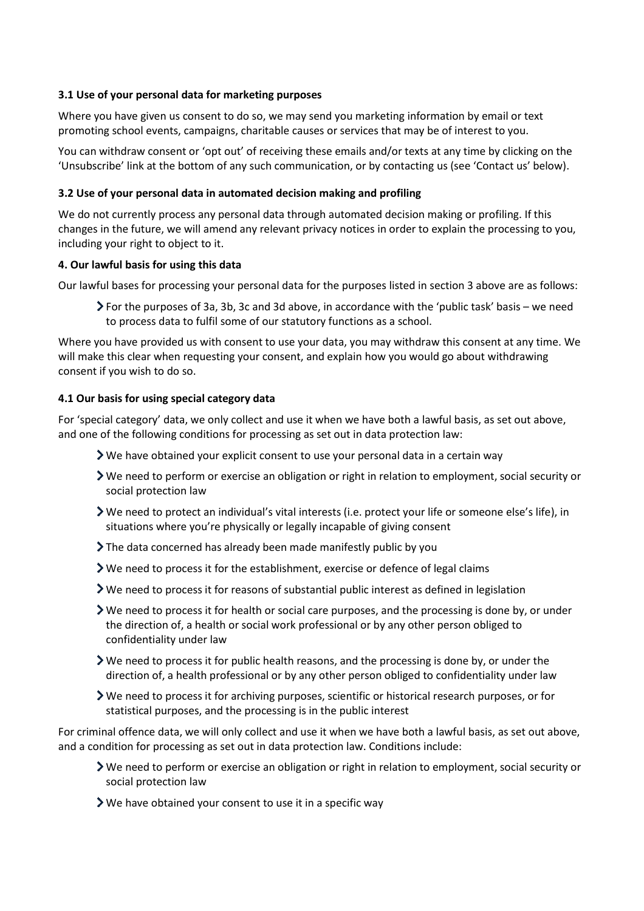### 3.1 Use of your personal data for marketing purposes

Where you have given us consent to do so, we may send you marketing information by email or text promoting school events, campaigns, charitable causes or services that may be of interest to you.

You can withdraw consent or 'opt out' of receiving these emails and/or texts at any time by clicking on the 'Unsubscribe' link at the bottom of any such communication, or by contacting us (see 'Contact us' below).

### 3.2 Use of your personal data in automated decision making and profiling

We do not currently process any personal data through automated decision making or profiling. If this changes in the future, we will amend any relevant privacy notices in order to explain the processing to you, including your right to object to it.

### 4. Our lawful basis for using this data

Our lawful bases for processing your personal data for the purposes listed in section 3 above are as follows:

- For the purposes of 3a, 3b, 3c and 3d above, in accordance with the 'public task' basis – we need to process data to fulfil some of our statutory functions as a school.

Where you have provided us with consent to use your data, you may withdraw this consent at any time. We will make this clear when requesting your consent, and explain how you would go about withdrawing consent if you wish to do so.

### 4.1 Our basis for using special category data

For 'special category' data, we only collect and use it when we have both a lawful basis, as set out above, and one of the following conditions for processing as set out in data protection law:

- We have obtained your explicit consent to use your personal data in a certain way
- We need to perform or exercise an obligation or right in relation to employment, social security or social protection law
- We need to protect an individual's vital interests (i.e. protect your life or someone else's life), in situations where you're physically or legally incapable of giving consent
- The data concerned has already been made manifestly public by you
- We need to process it for the establishment, exercise or defence of legal claims
- We need to process it for reasons of substantial public interest as defined in legislation
- We need to process it for health or social care purposes, and the processing is done by, or under the direction of, a health or social work professional or by any other person obliged to confidentiality under law
- We need to process it for public health reasons, and the processing is done by, or under the direction of, a health professional or by any other person obliged to confidentiality under law
- We need to process it for archiving purposes, scientific or historical research purposes, or for statistical purposes, and the processing is in the public interest

For criminal offence data, we will only collect and use it when we have both a lawful basis, as set out above, and a condition for processing as set out in data protection law. Conditions include:

- We need to perform or exercise an obligation or right in relation to employment, social security or social protection law
- We have obtained your consent to use it in a specific way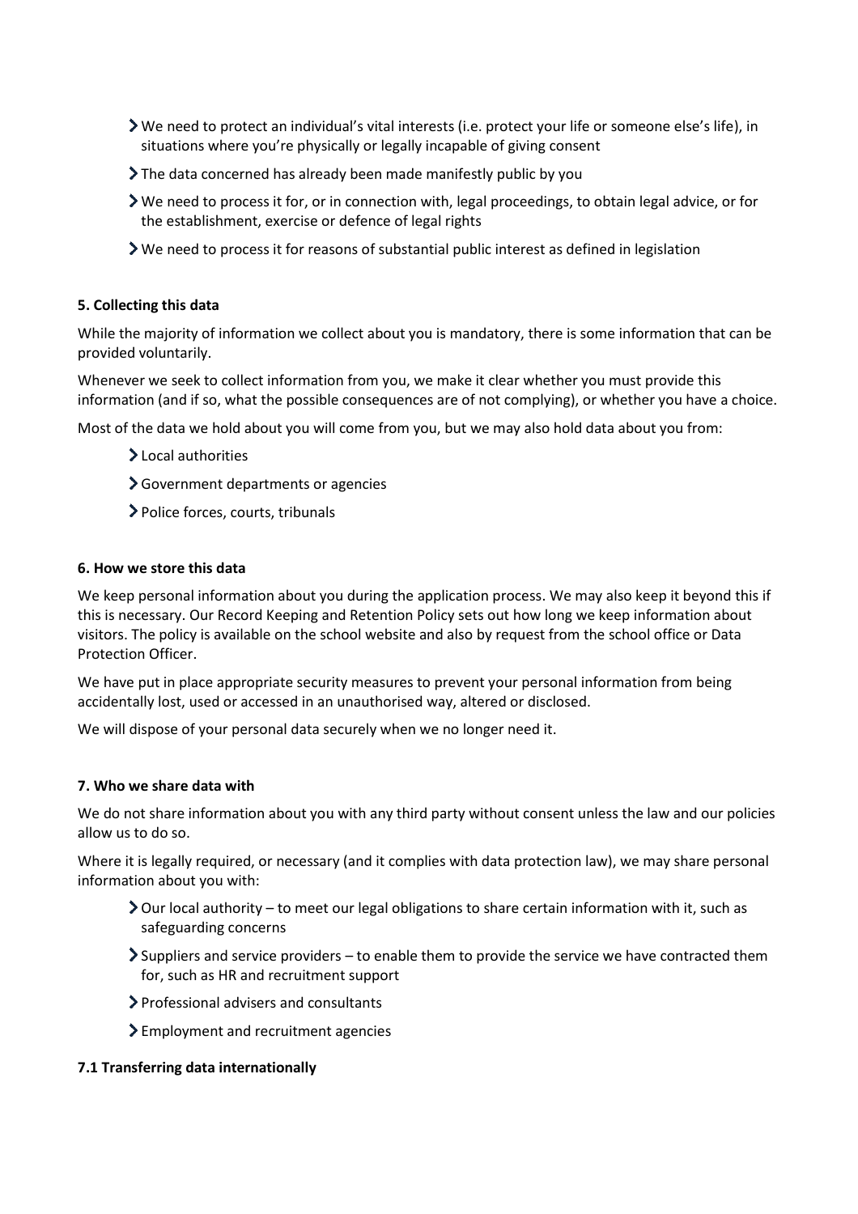- We need to protect an individual's vital interests (i.e. protect your life or someone else's life), in situations where you're physically or legally incapable of giving consent
- The data concerned has already been made manifestly public by you
- We need to process it for, or in connection with, legal proceedings, to obtain legal advice, or for the establishment, exercise or defence of legal rights
- We need to process it for reasons of substantial public interest as defined in legislation

### 5. Collecting this data

While the majority of information we collect about you is mandatory, there is some information that can be provided voluntarily.

Whenever we seek to collect information from you, we make it clear whether you must provide this information (and if so, what the possible consequences are of not complying), or whether you have a choice.

Most of the data we hold about you will come from you, but we may also hold data about you from:

- Local authorities
- Government departments or agencies
- Police forces, courts, tribunals

### 6. How we store this data

We keep personal information about you during the application process. We may also keep it beyond this if this is necessary. Our Record Keeping and Retention Policy sets out how long we keep information about visitors. The policy is available on the school website and also by request from the school office or Data Protection Officer.

We have put in place appropriate security measures to prevent your personal information from being accidentally lost, used or accessed in an unauthorised way, altered or disclosed.

We will dispose of your personal data securely when we no longer need it.

### 7. Who we share data with

We do not share information about you with any third party without consent unless the law and our policies allow us to do so.

Where it is legally required, or necessary (and it complies with data protection law), we may share personal information about you with:

- Our local authority – to meet our legal obligations to share certain information with it, such as safeguarding concerns
- Suppliers and service providers – to enable them to provide the service we have contracted them for, such as HR and recruitment support
- Professional advisers and consultants
- Employment and recruitment agencies

#### 7.1 Transferring data internationally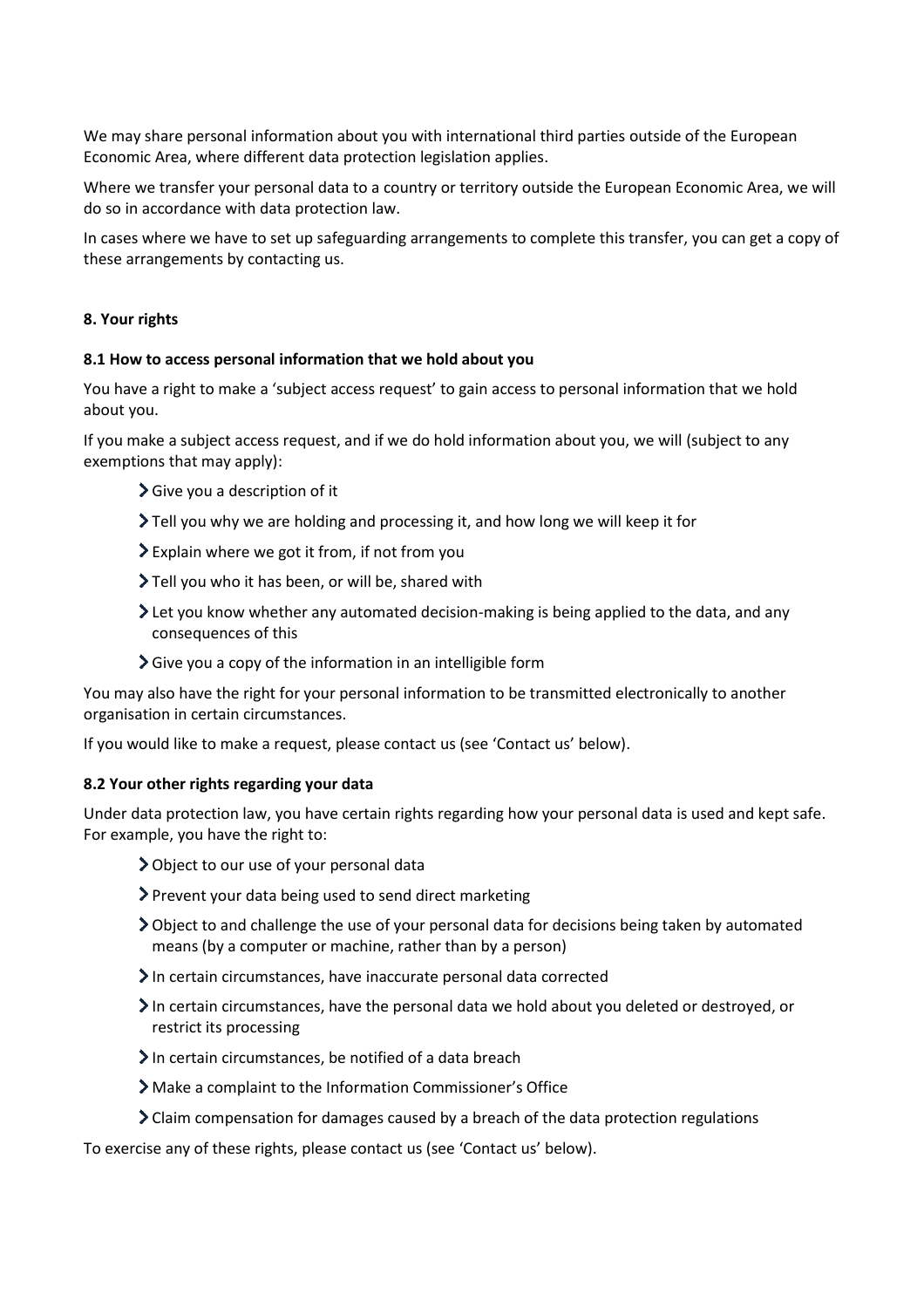We may share personal information about you with international third parties outside of the European Economic Area, where different data protection legislation applies.

Where we transfer your personal data to a country or territory outside the European Economic Area, we will do so in accordance with data protection law.

In cases where we have to set up safeguarding arrangements to complete this transfer, you can get a copy of these arrangements by contacting us.

## 8. Your rights

### 8.1 How to access personal information that we hold about you

You have a right to make a 'subject access request' to gain access to personal information that we hold about you.

If you make a subject access request, and if we do hold information about you, we will (subject to any exemptions that may apply):

- Give you a description of it
- Tell you why we are holding and processing it, and how long we will keep it for
- Explain where we got it from, if not from you
- Tell you who it has been, or will be, shared with
- Let you know whether any automated decision-making is being applied to the data, and any consequences of this
- Give you a copy of the information in an intelligible form

You may also have the right for your personal information to be transmitted electronically to another organisation in certain circumstances.

If you would like to make a request, please contact us (see 'Contact us' below).

### 8.2 Your other rights regarding your data

Under data protection law, you have certain rights regarding how your personal data is used and kept safe. For example, you have the right to:

- Object to our use of your personal data
- Prevent your data being used to send direct marketing
- Object to and challenge the use of your personal data for decisions being taken by automated means (by a computer or machine, rather than by a person)
- In certain circumstances, have inaccurate personal data corrected
- In certain circumstances, have the personal data we hold about you deleted or destroyed, or restrict its processing
- In certain circumstances, be notified of a data breach
- Make a complaint to the Information Commissioner's Office
- Claim compensation for damages caused by a breach of the data protection regulations

To exercise any of these rights, please contact us (see 'Contact us' below).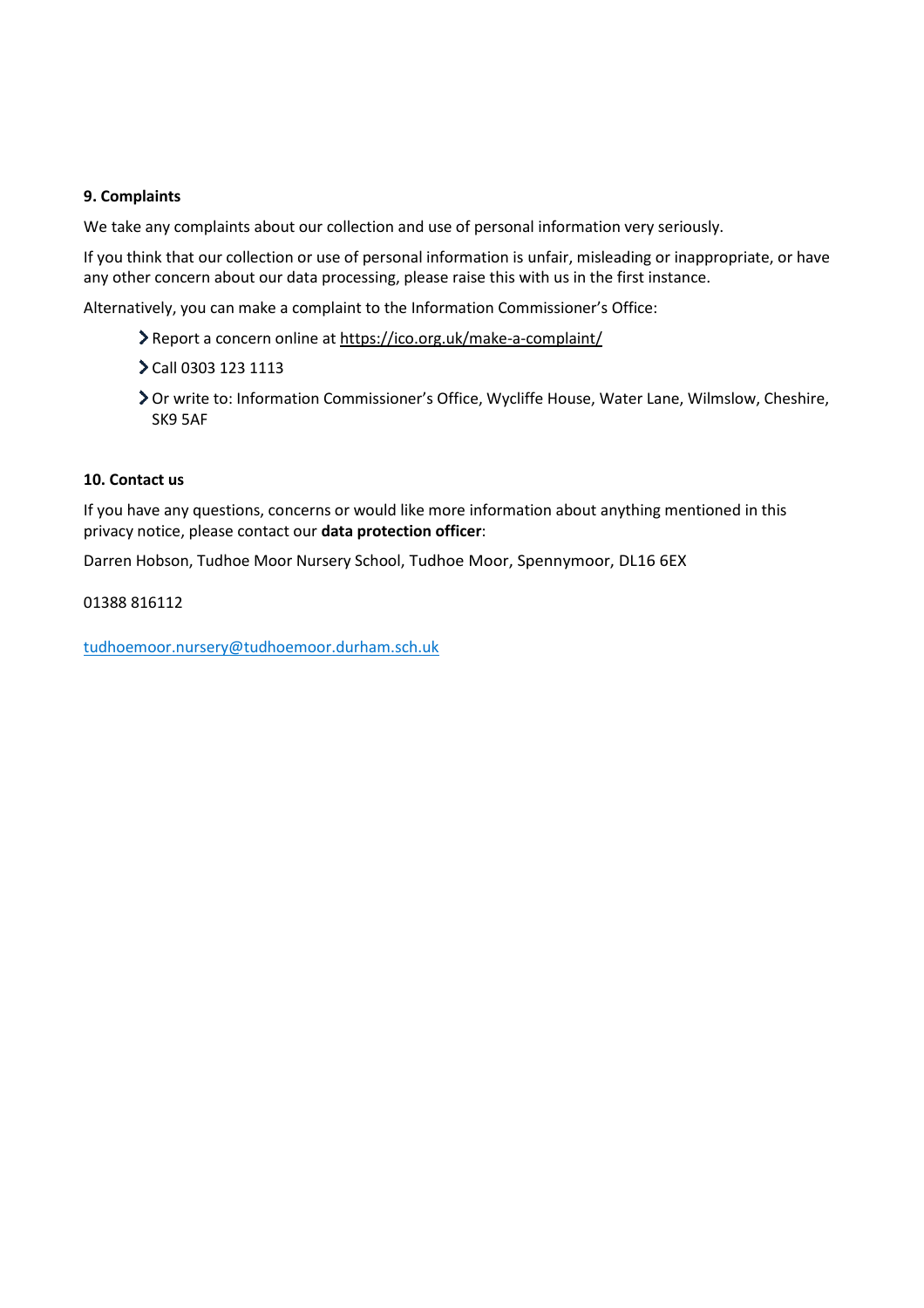**9. Complaints**

We take any complaints about our collection and use of personal information very seriously.

If you think that our collection or use of personal information is unfair, misleading or inappropriate, or have any other concern about our data processing, please raise this with us in the first instance.

Alternatively, you can make a complaint to the Information Commissioner's Office:

- Report a concern online at https://ico.org.uk/make-a-complaint/
- Call 0303 123 1113
- Or write to: Information Commissioner's Office, Wycliffe House, Water Lane, Wilmslow, Cheshire, SK9 5AF

**10. Contact us**

If you have any questions, concerns or would like more information about anything mentioned in this privacy notice, please contact our **data protection officer**:

Darren Hobson, Tudhoe Moor Nursery School, Tudhoe Moor, Spennymoor, DL16 6EX

01388 816112

tudhoemoor.nursery@tudhoemoor.durham.sch.uk